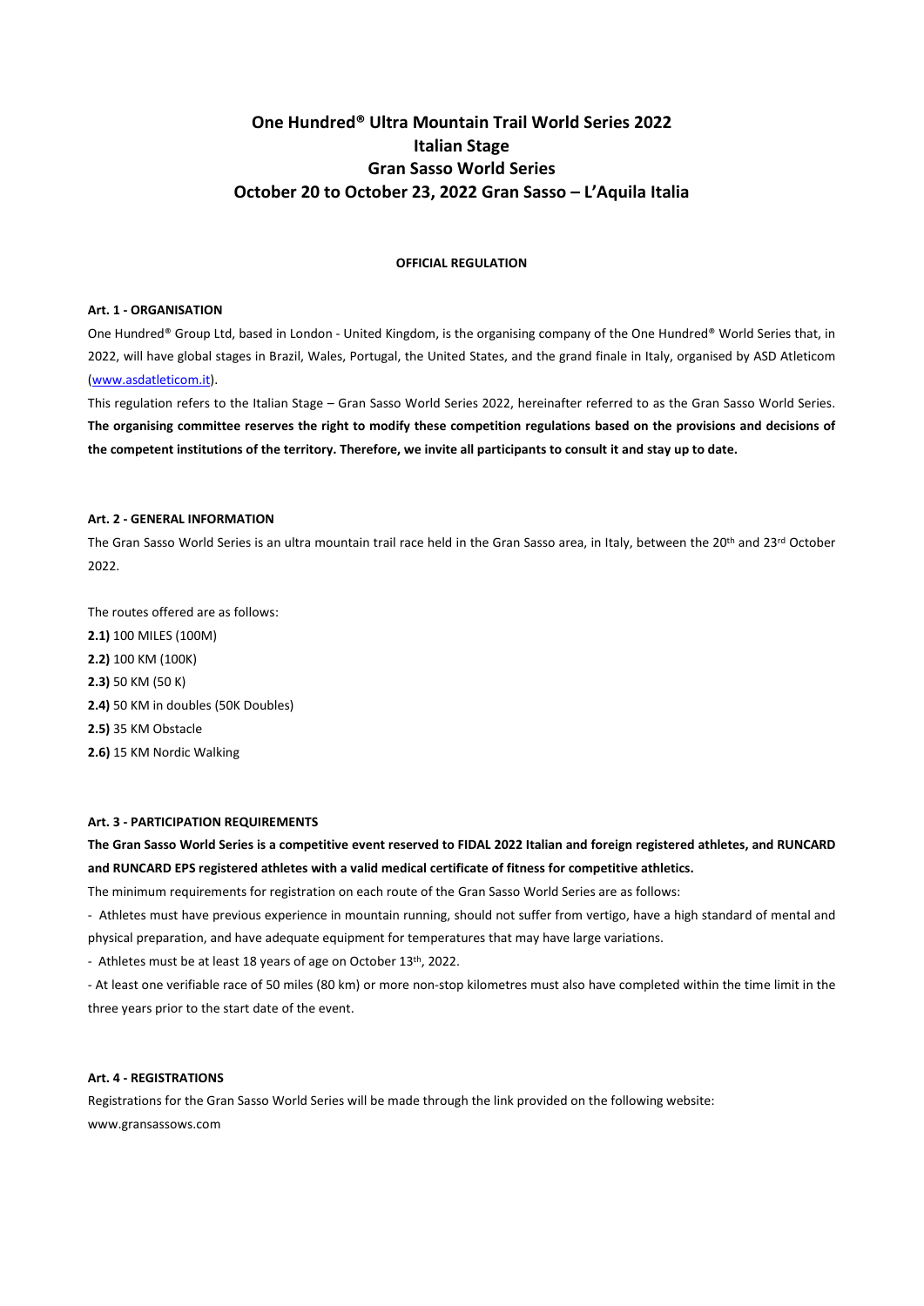# One Hundred® Ultra Mountain Trail World Series 2022
# Italian Stage
# Gran Sasso World Series
# October 20 to October 23, 2022 Gran Sasso – L'Aquila Italia

**OFFICIAL REGULATION**

**Art. 1 - ORGANISATION**

One Hundred® Group Ltd, based in London - United Kingdom, is the organising company of the One Hundred® World Series that, in 2022, will have global stages in Brazil, Wales, Portugal, the United States, and the grand finale in Italy, organised by ASD Atleticom (www.asdatleticom.it).

This regulation refers to the Italian Stage – Gran Sasso World Series 2022, hereinafter referred to as the Gran Sasso World Series.

**The organising committee reserves the right to modify these competition regulations based on the provisions and decisions of the competent institutions of the territory. Therefore, we invite all participants to consult it and stay up to date.**

**Art. 2 - GENERAL INFORMATION**

The Gran Sasso World Series is an ultra mountain trail race held in the Gran Sasso area, in Italy, between the 20th and 23rd October 2022.

The routes offered are as follows:

**2.1)** 100 MILES (100M)
**2.2)** 100 KM (100K)
**2.3)** 50 KM (50 K)
**2.4)** 50 KM in doubles (50K Doubles)
**2.5)** 35 KM Obstacle
**2.6)** 15 KM Nordic Walking

**Art. 3 - PARTICIPATION REQUIREMENTS**

**The Gran Sasso World Series is a competitive event reserved to FIDAL 2022 Italian and foreign registered athletes, and RUNCARD and RUNCARD EPS registered athletes with a valid medical certificate of fitness for competitive athletics.**

The minimum requirements for registration on each route of the Gran Sasso World Series are as follows:

- Athletes must have previous experience in mountain running, should not suffer from vertigo, have a high standard of mental and physical preparation, and have adequate equipment for temperatures that may have large variations.
- Athletes must be at least 18 years of age on October 13th, 2022.
- At least one verifiable race of 50 miles (80 km) or more non-stop kilometres must also have completed within the time limit in the three years prior to the start date of the event.

**Art. 4 - REGISTRATIONS**

Registrations for the Gran Sasso World Series will be made through the link provided on the following website:
www.gransassows.com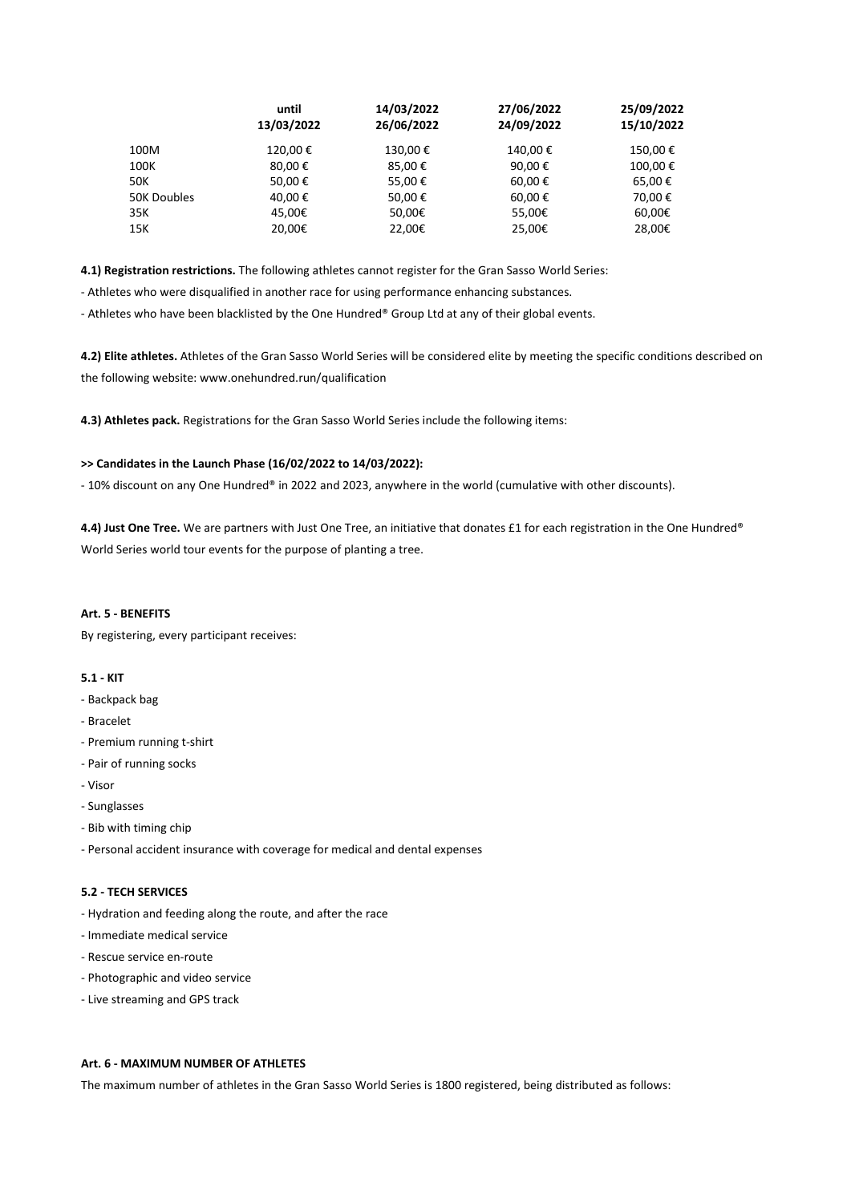| | until 13/03/2022 | 14/03/2022 26/06/2022 | 27/06/2022 24/09/2022 | 25/09/2022 15/10/2022 |
|---|---|---|---|---|
| 100M | 120,00 € | 130,00 € | 140,00 € | 150,00 € |
| 100K | 80,00 € | 85,00 € | 90,00 € | 100,00 € |
| 50K | 50,00 € | 55,00 € | 60,00 € | 65,00 € |
| 50K Doubles | 40,00 € | 50,00 € | 60,00 € | 70,00 € |
| 35K | 45,00€ | 50,00€ | 55,00€ | 60,00€ |
| 15K | 20,00€ | 22,00€ | 25,00€ | 28,00€ |

**4.1) Registration restrictions.** The following athletes cannot register for the Gran Sasso World Series:

- Athletes who were disqualified in another race for using performance enhancing substances.
- Athletes who have been blacklisted by the One Hundred® Group Ltd at any of their global events.

**4.2) Elite athletes.** Athletes of the Gran Sasso World Series will be considered elite by meeting the specific conditions described on the following website: www.onehundred.run/qualification

**4.3) Athletes pack.** Registrations for the Gran Sasso World Series include the following items:

**>> Candidates in the Launch Phase (16/02/2022 to 14/03/2022):**

- 10% discount on any One Hundred® in 2022 and 2023, anywhere in the world (cumulative with other discounts).

**4.4) Just One Tree.** We are partners with Just One Tree, an initiative that donates £1 for each registration in the One Hundred® World Series world tour events for the purpose of planting a tree.

**Art. 5 - BENEFITS**

By registering, every participant receives:

**5.1 - KIT**

- Backpack bag
- Bracelet
- Premium running t-shirt
- Pair of running socks
- Visor
- Sunglasses
- Bib with timing chip
- Personal accident insurance with coverage for medical and dental expenses

**5.2 - TECH SERVICES**

- Hydration and feeding along the route, and after the race
- Immediate medical service
- Rescue service en-route
- Photographic and video service
- Live streaming and GPS track

**Art. 6 - MAXIMUM NUMBER OF ATHLETES**

The maximum number of athletes in the Gran Sasso World Series is 1800 registered, being distributed as follows: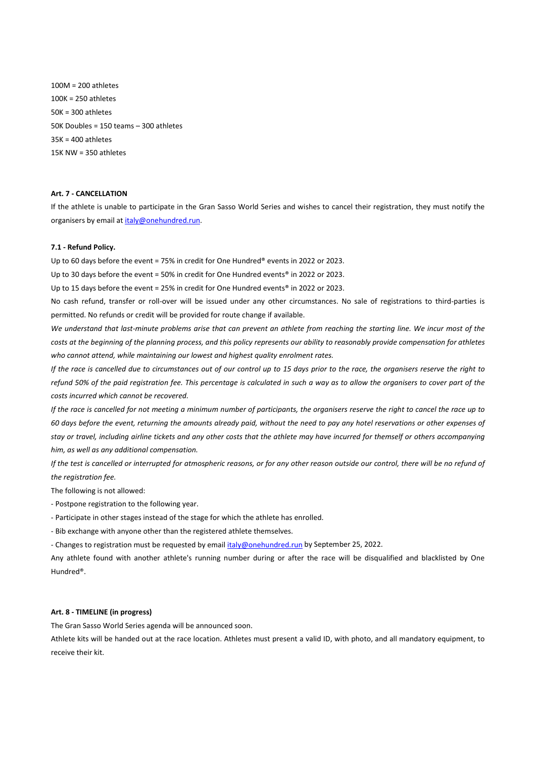100M = 200 athletes

100K = 250 athletes

50K = 300 athletes

50K Doubles = 150 teams – 300 athletes

35K = 400 athletes

15K NW = 350 athletes

**Art. 7 - CANCELLATION**

If the athlete is unable to participate in the Gran Sasso World Series and wishes to cancel their registration, they must notify the organisers by email at italy@onehundred.run.

**7.1 - Refund Policy.**

Up to 60 days before the event = 75% in credit for One Hundred® events in 2022 or 2023.

Up to 30 days before the event = 50% in credit for One Hundred events® in 2022 or 2023.

Up to 15 days before the event = 25% in credit for One Hundred events® in 2022 or 2023.

No cash refund, transfer or roll-over will be issued under any other circumstances. No sale of registrations to third-parties is permitted. No refunds or credit will be provided for route change if available.

*We understand that last-minute problems arise that can prevent an athlete from reaching the starting line. We incur most of the costs at the beginning of the planning process, and this policy represents our ability to reasonably provide compensation for athletes who cannot attend, while maintaining our lowest and highest quality enrolment rates.*

*If the race is cancelled due to circumstances out of our control up to 15 days prior to the race, the organisers reserve the right to refund 50% of the paid registration fee. This percentage is calculated in such a way as to allow the organisers to cover part of the costs incurred which cannot be recovered.*

*If the race is cancelled for not meeting a minimum number of participants, the organisers reserve the right to cancel the race up to 60 days before the event, returning the amounts already paid, without the need to pay any hotel reservations or other expenses of stay or travel, including airline tickets and any other costs that the athlete may have incurred for themself or others accompanying him, as well as any additional compensation.*

*If the test is cancelled or interrupted for atmospheric reasons, or for any other reason outside our control, there will be no refund of the registration fee.*

The following is not allowed:

- Postpone registration to the following year.
- Participate in other stages instead of the stage for which the athlete has enrolled.
- Bib exchange with anyone other than the registered athlete themselves.
- Changes to registration must be requested by email italy@onehundred.run by September 25, 2022.

Any athlete found with another athlete's running number during or after the race will be disqualified and blacklisted by One Hundred®.

**Art. 8 - TIMELINE (in progress)**

The Gran Sasso World Series agenda will be announced soon.

Athlete kits will be handed out at the race location. Athletes must present a valid ID, with photo, and all mandatory equipment, to receive their kit.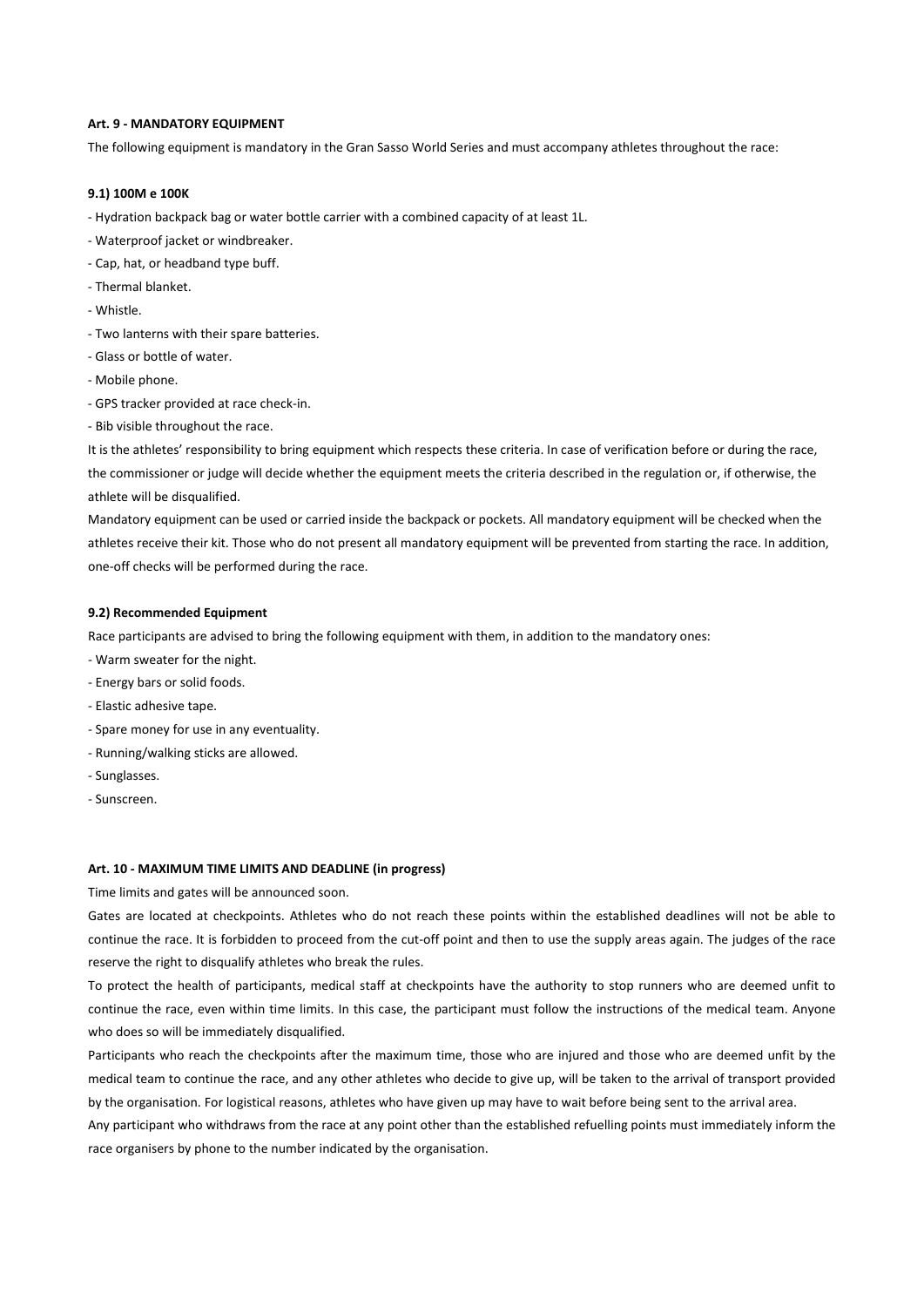**Art. 9 - MANDATORY EQUIPMENT**

The following equipment is mandatory in the Gran Sasso World Series and must accompany athletes throughout the race:

**9.1) 100M e 100K**

- Hydration backpack bag or water bottle carrier with a combined capacity of at least 1L.
- Waterproof jacket or windbreaker.
- Cap, hat, or headband type buff.
- Thermal blanket.
- Whistle.
- Two lanterns with their spare batteries.
- Glass or bottle of water.
- Mobile phone.
- GPS tracker provided at race check-in.
- Bib visible throughout the race.

It is the athletes' responsibility to bring equipment which respects these criteria. In case of verification before or during the race, the commissioner or judge will decide whether the equipment meets the criteria described in the regulation or, if otherwise, the athlete will be disqualified.

Mandatory equipment can be used or carried inside the backpack or pockets. All mandatory equipment will be checked when the athletes receive their kit. Those who do not present all mandatory equipment will be prevented from starting the race. In addition, one-off checks will be performed during the race.

**9.2) Recommended Equipment**

Race participants are advised to bring the following equipment with them, in addition to the mandatory ones:

- Warm sweater for the night.
- Energy bars or solid foods.
- Elastic adhesive tape.
- Spare money for use in any eventuality.
- Running/walking sticks are allowed.
- Sunglasses.
- Sunscreen.

**Art. 10 - MAXIMUM TIME LIMITS AND DEADLINE (in progress)**

Time limits and gates will be announced soon.

Gates are located at checkpoints. Athletes who do not reach these points within the established deadlines will not be able to continue the race. It is forbidden to proceed from the cut-off point and then to use the supply areas again. The judges of the race reserve the right to disqualify athletes who break the rules.

To protect the health of participants, medical staff at checkpoints have the authority to stop runners who are deemed unfit to continue the race, even within time limits. In this case, the participant must follow the instructions of the medical team. Anyone who does so will be immediately disqualified.

Participants who reach the checkpoints after the maximum time, those who are injured and those who are deemed unfit by the medical team to continue the race, and any other athletes who decide to give up, will be taken to the arrival of transport provided by the organisation. For logistical reasons, athletes who have given up may have to wait before being sent to the arrival area.

Any participant who withdraws from the race at any point other than the established refuelling points must immediately inform the race organisers by phone to the number indicated by the organisation.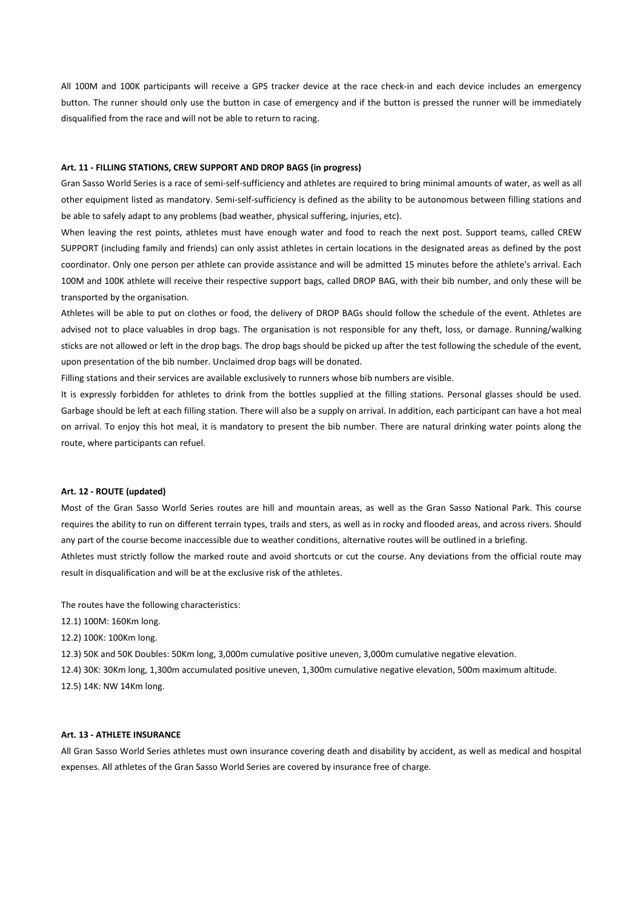All 100M and 100K participants will receive a GPS tracker device at the race check-in and each device includes an emergency button. The runner should only use the button in case of emergency and if the button is pressed the runner will be immediately disqualified from the race and will not be able to return to racing.

**Art. 11 - FILLING STATIONS, CREW SUPPORT AND DROP BAGS (in progress)**

Gran Sasso World Series is a race of semi-self-sufficiency and athletes are required to bring minimal amounts of water, as well as all other equipment listed as mandatory. Semi-self-sufficiency is defined as the ability to be autonomous between filling stations and be able to safely adapt to any problems (bad weather, physical suffering, injuries, etc).

When leaving the rest points, athletes must have enough water and food to reach the next post. Support teams, called CREW SUPPORT (including family and friends) can only assist athletes in certain locations in the designated areas as defined by the post coordinator. Only one person per athlete can provide assistance and will be admitted 15 minutes before the athlete's arrival. Each 100M and 100K athlete will receive their respective support bags, called DROP BAG, with their bib number, and only these will be transported by the organisation.

Athletes will be able to put on clothes or food, the delivery of DROP BAGs should follow the schedule of the event. Athletes are advised not to place valuables in drop bags. The organisation is not responsible for any theft, loss, or damage. Running/walking sticks are not allowed or left in the drop bags. The drop bags should be picked up after the test following the schedule of the event, upon presentation of the bib number. Unclaimed drop bags will be donated.

Filling stations and their services are available exclusively to runners whose bib numbers are visible.

It is expressly forbidden for athletes to drink from the bottles supplied at the filling stations. Personal glasses should be used. Garbage should be left at each filling station. There will also be a supply on arrival. In addition, each participant can have a hot meal on arrival. To enjoy this hot meal, it is mandatory to present the bib number. There are natural drinking water points along the route, where participants can refuel.

**Art. 12 - ROUTE (updated)**

Most of the Gran Sasso World Series routes are hill and mountain areas, as well as the Gran Sasso National Park. This course requires the ability to run on different terrain types, trails and sters, as well as in rocky and flooded areas, and across rivers. Should any part of the course become inaccessible due to weather conditions, alternative routes will be outlined in a briefing.

Athletes must strictly follow the marked route and avoid shortcuts or cut the course. Any deviations from the official route may result in disqualification and will be at the exclusive risk of the athletes.

The routes have the following characteristics:

12.1) 100M: 160Km long.

12.2) 100K: 100Km long.

12.3) 50K and 50K Doubles: 50Km long, 3,000m cumulative positive uneven, 3,000m cumulative negative elevation.

12.4) 30K: 30Km long, 1,300m accumulated positive uneven, 1,300m cumulative negative elevation, 500m maximum altitude.

12.5) 14K: NW 14Km long.

**Art. 13 - ATHLETE INSURANCE**

All Gran Sasso World Series athletes must own insurance covering death and disability by accident, as well as medical and hospital expenses. All athletes of the Gran Sasso World Series are covered by insurance free of charge.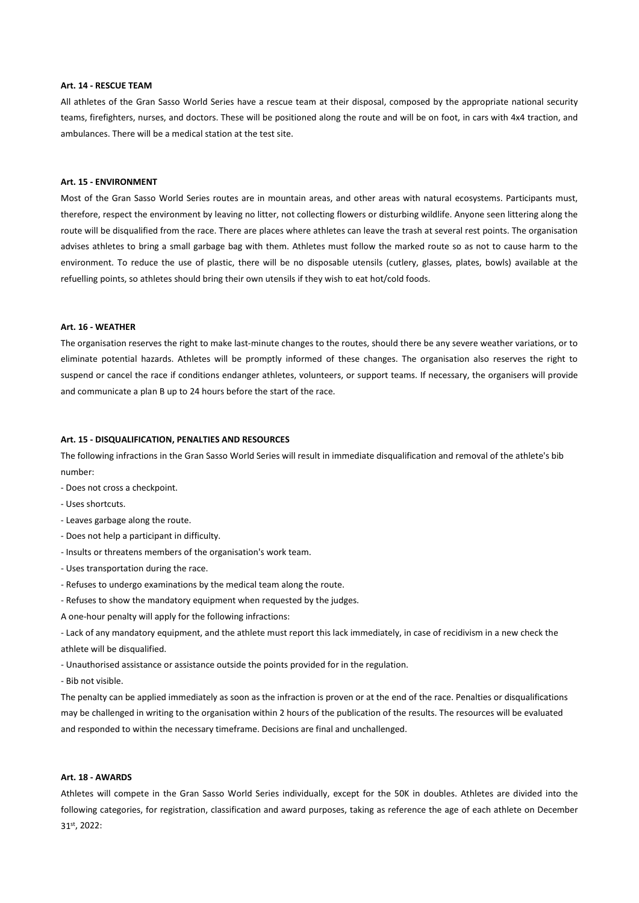**Art. 14 - RESCUE TEAM**

All athletes of the Gran Sasso World Series have a rescue team at their disposal, composed by the appropriate national security teams, firefighters, nurses, and doctors. These will be positioned along the route and will be on foot, in cars with 4x4 traction, and ambulances. There will be a medical station at the test site.

**Art. 15 - ENVIRONMENT**

Most of the Gran Sasso World Series routes are in mountain areas, and other areas with natural ecosystems. Participants must, therefore, respect the environment by leaving no litter, not collecting flowers or disturbing wildlife. Anyone seen littering along the route will be disqualified from the race. There are places where athletes can leave the trash at several rest points. The organisation advises athletes to bring a small garbage bag with them. Athletes must follow the marked route so as not to cause harm to the environment. To reduce the use of plastic, there will be no disposable utensils (cutlery, glasses, plates, bowls) available at the refuelling points, so athletes should bring their own utensils if they wish to eat hot/cold foods.

**Art. 16 - WEATHER**

The organisation reserves the right to make last-minute changes to the routes, should there be any severe weather variations, or to eliminate potential hazards. Athletes will be promptly informed of these changes. The organisation also reserves the right to suspend or cancel the race if conditions endanger athletes, volunteers, or support teams. If necessary, the organisers will provide and communicate a plan B up to 24 hours before the start of the race.

**Art. 15 - DISQUALIFICATION, PENALTIES AND RESOURCES**

The following infractions in the Gran Sasso World Series will result in immediate disqualification and removal of the athlete's bib number:

- Does not cross a checkpoint.
- Uses shortcuts.
- Leaves garbage along the route.
- Does not help a participant in difficulty.
- Insults or threatens members of the organisation's work team.
- Uses transportation during the race.
- Refuses to undergo examinations by the medical team along the route.
- Refuses to show the mandatory equipment when requested by the judges.

A one-hour penalty will apply for the following infractions:

- Lack of any mandatory equipment, and the athlete must report this lack immediately, in case of recidivism in a new check the athlete will be disqualified.
- Unauthorised assistance or assistance outside the points provided for in the regulation.
- Bib not visible.

The penalty can be applied immediately as soon as the infraction is proven or at the end of the race. Penalties or disqualifications may be challenged in writing to the organisation within 2 hours of the publication of the results. The resources will be evaluated and responded to within the necessary timeframe. Decisions are final and unchallenged.

**Art. 18 - AWARDS**

Athletes will compete in the Gran Sasso World Series individually, except for the 50K in doubles. Athletes are divided into the following categories, for registration, classification and award purposes, taking as reference the age of each athlete on December 31st, 2022: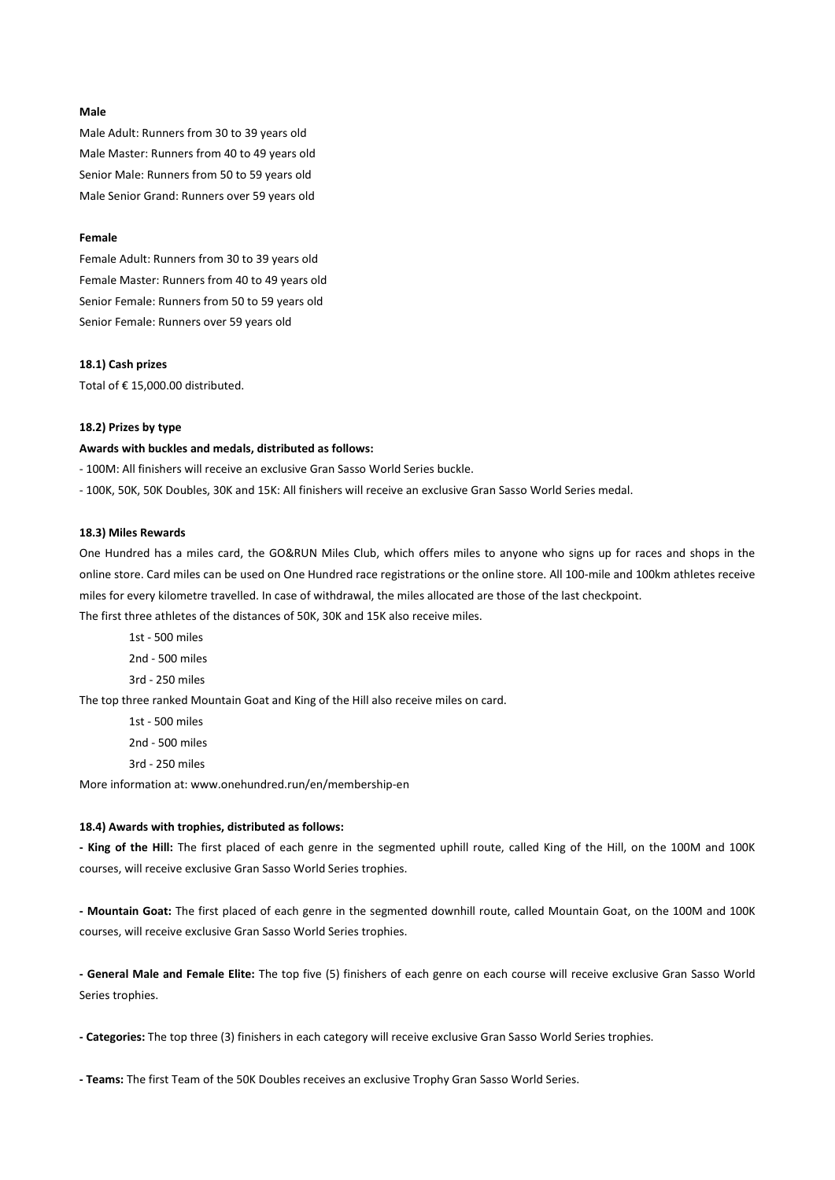**Male**

Male Adult: Runners from 30 to 39 years old
Male Master: Runners from 40 to 49 years old
Senior Male: Runners from 50 to 59 years old
Male Senior Grand: Runners over 59 years old

**Female**

Female Adult: Runners from 30 to 39 years old
Female Master: Runners from 40 to 49 years old
Senior Female: Runners from 50 to 59 years old
Senior Female: Runners over 59 years old

**18.1) Cash prizes**

Total of € 15,000.00 distributed.

**18.2) Prizes by type**

**Awards with buckles and medals, distributed as follows:**

- 100M: All finishers will receive an exclusive Gran Sasso World Series buckle.
- 100K, 50K, 50K Doubles, 30K and 15K: All finishers will receive an exclusive Gran Sasso World Series medal.

**18.3) Miles Rewards**

One Hundred has a miles card, the GO&RUN Miles Club, which offers miles to anyone who signs up for races and shops in the online store. Card miles can be used on One Hundred race registrations or the online store. All 100-mile and 100km athletes receive miles for every kilometre travelled. In case of withdrawal, the miles allocated are those of the last checkpoint.

The first three athletes of the distances of 50K, 30K and 15K also receive miles.

1st - 500 miles
2nd - 500 miles
3rd - 250 miles

The top three ranked Mountain Goat and King of the Hill also receive miles on card.

1st - 500 miles
2nd - 500 miles
3rd - 250 miles

More information at: www.onehundred.run/en/membership-en

**18.4) Awards with trophies, distributed as follows:**

- **King of the Hill:** The first placed of each genre in the segmented uphill route, called King of the Hill, on the 100M and 100K courses, will receive exclusive Gran Sasso World Series trophies.

- **Mountain Goat:** The first placed of each genre in the segmented downhill route, called Mountain Goat, on the 100M and 100K courses, will receive exclusive Gran Sasso World Series trophies.

- **General Male and Female Elite:** The top five (5) finishers of each genre on each course will receive exclusive Gran Sasso World Series trophies.

- **Categories:** The top three (3) finishers in each category will receive exclusive Gran Sasso World Series trophies.

- **Teams:** The first Team of the 50K Doubles receives an exclusive Trophy Gran Sasso World Series.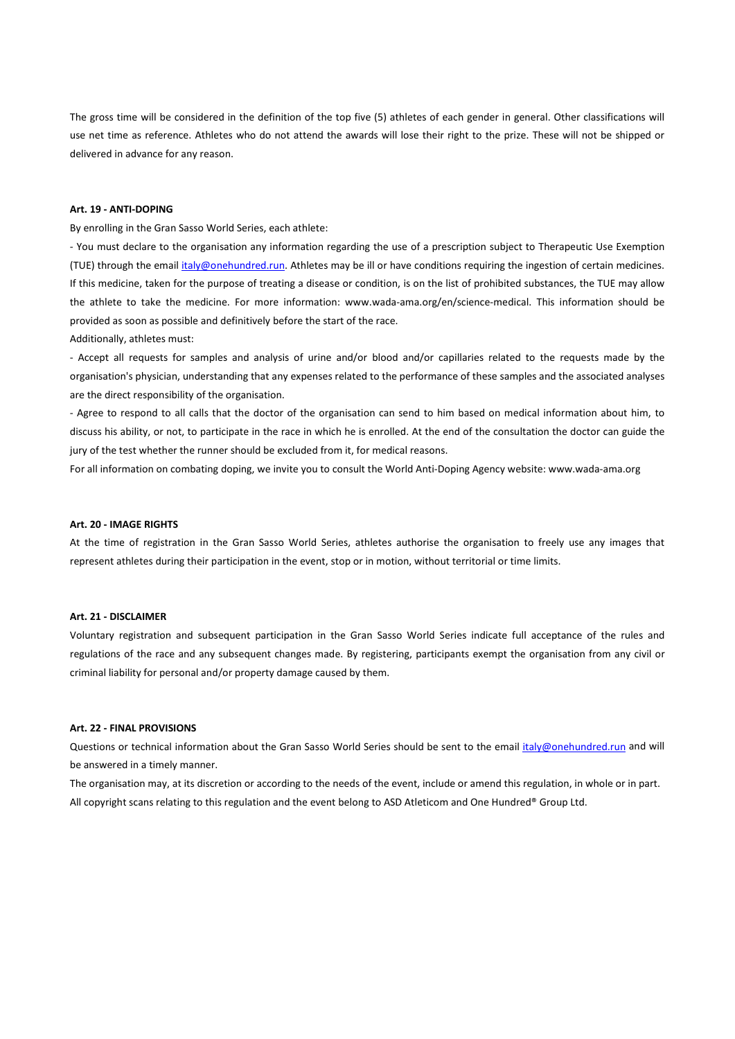The gross time will be considered in the definition of the top five (5) athletes of each gender in general. Other classifications will use net time as reference. Athletes who do not attend the awards will lose their right to the prize. These will not be shipped or delivered in advance for any reason.

**Art. 19 - ANTI-DOPING**

By enrolling in the Gran Sasso World Series, each athlete:

- You must declare to the organisation any information regarding the use of a prescription subject to Therapeutic Use Exemption (TUE) through the email italy@onehundred.run. Athletes may be ill or have conditions requiring the ingestion of certain medicines. If this medicine, taken for the purpose of treating a disease or condition, is on the list of prohibited substances, the TUE may allow the athlete to take the medicine. For more information: www.wada-ama.org/en/science-medical. This information should be provided as soon as possible and definitively before the start of the race.

Additionally, athletes must:

- Accept all requests for samples and analysis of urine and/or blood and/or capillaries related to the requests made by the organisation's physician, understanding that any expenses related to the performance of these samples and the associated analyses are the direct responsibility of the organisation.
- Agree to respond to all calls that the doctor of the organisation can send to him based on medical information about him, to discuss his ability, or not, to participate in the race in which he is enrolled. At the end of the consultation the doctor can guide the jury of the test whether the runner should be excluded from it, for medical reasons.

For all information on combating doping, we invite you to consult the World Anti-Doping Agency website: www.wada-ama.org

**Art. 20 - IMAGE RIGHTS**

At the time of registration in the Gran Sasso World Series, athletes authorise the organisation to freely use any images that represent athletes during their participation in the event, stop or in motion, without territorial or time limits.

**Art. 21 - DISCLAIMER**

Voluntary registration and subsequent participation in the Gran Sasso World Series indicate full acceptance of the rules and regulations of the race and any subsequent changes made. By registering, participants exempt the organisation from any civil or criminal liability for personal and/or property damage caused by them.

**Art. 22 - FINAL PROVISIONS**

Questions or technical information about the Gran Sasso World Series should be sent to the email italy@onehundred.run and will be answered in a timely manner.

The organisation may, at its discretion or according to the needs of the event, include or amend this regulation, in whole or in part.

All copyright scans relating to this regulation and the event belong to ASD Atleticom and One Hundred® Group Ltd.